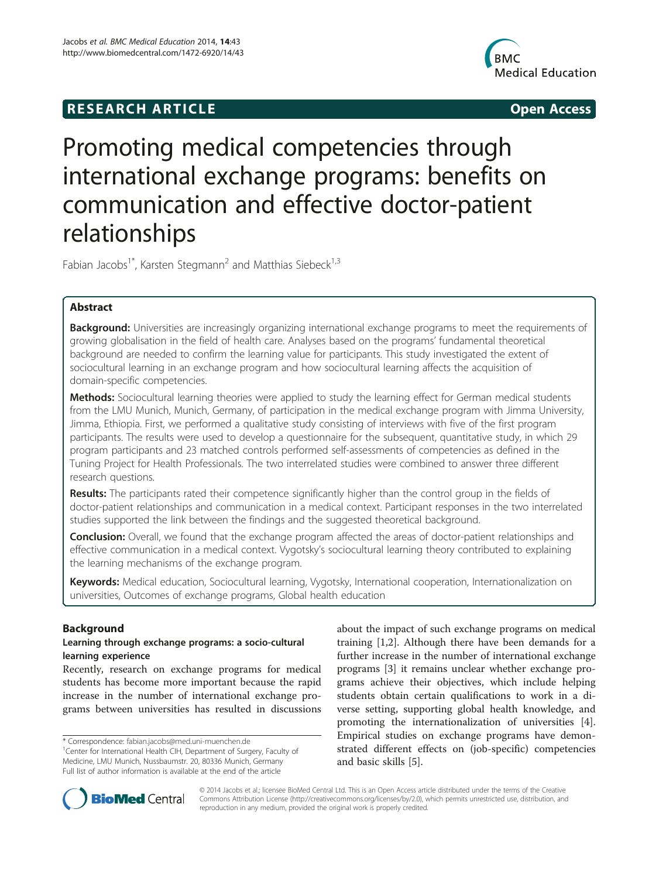RESEARCH ARTICLE Open Access

# Promoting medical competencies through international exchange programs: benefits on communication and effective doctor-patient relationships

Fabian Jacobs[1*], Karsten Stegmann[2] and Matthias Siebeck[1,3]

## Abstract

**Background:** Universities are increasingly organizing international exchange programs to meet the requirements of growing globalisation in the field of health care. Analyses based on the programs' fundamental theoretical background are needed to confirm the learning value for participants. This study investigated the extent of sociocultural learning in an exchange program and how sociocultural learning affects the acquisition of domain-specific competencies.

**Methods:** Sociocultural learning theories were applied to study the learning effect for German medical students from the LMU Munich, Munich, Germany, of participation in the medical exchange program with Jimma University, Jimma, Ethiopia. First, we performed a qualitative study consisting of interviews with five of the first program participants. The results were used to develop a questionnaire for the subsequent, quantitative study, in which 29 program participants and 23 matched controls performed self-assessments of competencies as defined in the Tuning Project for Health Professionals. The two interrelated studies were combined to answer three different research questions.

**Results:** The participants rated their competence significantly higher than the control group in the fields of doctor-patient relationships and communication in a medical context. Participant responses in the two interrelated studies supported the link between the findings and the suggested theoretical background.

**Conclusion:** Overall, we found that the exchange program affected the areas of doctor-patient relationships and effective communication in a medical context. Vygotsky's sociocultural learning theory contributed to explaining the learning mechanisms of the exchange program.

**Keywords:** Medical education, Sociocultural learning, Vygotsky, International cooperation, Internationalization on universities, Outcomes of exchange programs, Global health education

## Background

### Learning through exchange programs: a socio-cultural learning experience

Recently, research on exchange programs for medical students has become more important because the rapid increase in the number of international exchange programs between universities has resulted in discussions about the impact of such exchange programs on medical training [1,2]. Although there have been demands for a further increase in the number of international exchange programs [3] it remains unclear whether exchange programs achieve their objectives, which include helping students obtain certain qualifications to work in a diverse setting, supporting global health knowledge, and promoting the internationalization of universities [4]. Empirical studies on exchange programs have demonstrated different effects on (job-specific) competencies and basic skills [5].

\* Correspondence: fabian.jacobs@med.uni-muenchen.de
[1]Center for International Health CIH, Department of Surgery, Faculty of Medicine, LMU Munich, Nussbaumstr. 20, 80336 Munich, Germany
Full list of author information is available at the end of the article

© 2014 Jacobs et al.; licensee BioMed Central Ltd. This is an Open Access article distributed under the terms of the Creative Commons Attribution License (http://creativecommons.org/licenses/by/2.0), which permits unrestricted use, distribution, and reproduction in any medium, provided the original work is properly credited.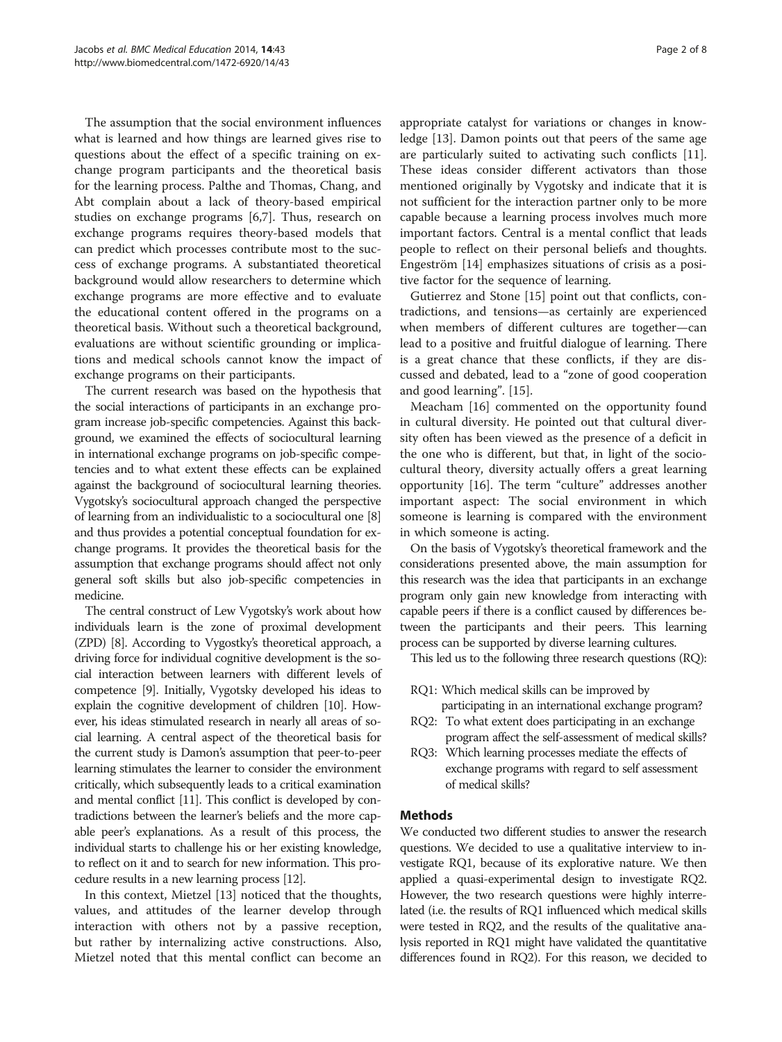The assumption that the social environment influences what is learned and how things are learned gives rise to questions about the effect of a specific training on exchange program participants and the theoretical basis for the learning process. Palthe and Thomas, Chang, and Abt complain about a lack of theory-based empirical studies on exchange programs [6,7]. Thus, research on exchange programs requires theory-based models that can predict which processes contribute most to the success of exchange programs. A substantiated theoretical background would allow researchers to determine which exchange programs are more effective and to evaluate the educational content offered in the programs on a theoretical basis. Without such a theoretical background, evaluations are without scientific grounding or implications and medical schools cannot know the impact of exchange programs on their participants.

The current research was based on the hypothesis that the social interactions of participants in an exchange program increase job-specific competencies. Against this background, we examined the effects of sociocultural learning in international exchange programs on job-specific competencies and to what extent these effects can be explained against the background of sociocultural learning theories. Vygotsky's sociocultural approach changed the perspective of learning from an individualistic to a sociocultural one [8] and thus provides a potential conceptual foundation for exchange programs. It provides the theoretical basis for the assumption that exchange programs should affect not only general soft skills but also job-specific competencies in medicine.

The central construct of Lew Vygotsky's work about how individuals learn is the zone of proximal development (ZPD) [8]. According to Vygostky's theoretical approach, a driving force for individual cognitive development is the social interaction between learners with different levels of competence [9]. Initially, Vygotsky developed his ideas to explain the cognitive development of children [10]. However, his ideas stimulated research in nearly all areas of social learning. A central aspect of the theoretical basis for the current study is Damon's assumption that peer-to-peer learning stimulates the learner to consider the environment critically, which subsequently leads to a critical examination and mental conflict [11]. This conflict is developed by contradictions between the learner's beliefs and the more capable peer's explanations. As a result of this process, the individual starts to challenge his or her existing knowledge, to reflect on it and to search for new information. This procedure results in a new learning process [12].

In this context, Mietzel [13] noticed that the thoughts, values, and attitudes of the learner develop through interaction with others not by a passive reception, but rather by internalizing active constructions. Also, Mietzel noted that this mental conflict can become an appropriate catalyst for variations or changes in knowledge [13]. Damon points out that peers of the same age are particularly suited to activating such conflicts [11]. These ideas consider different activators than those mentioned originally by Vygotsky and indicate that it is not sufficient for the interaction partner only to be more capable because a learning process involves much more important factors. Central is a mental conflict that leads people to reflect on their personal beliefs and thoughts. Engeström [14] emphasizes situations of crisis as a positive factor for the sequence of learning.

Gutierrez and Stone [15] point out that conflicts, contradictions, and tensions—as certainly are experienced when members of different cultures are together—can lead to a positive and fruitful dialogue of learning. There is a great chance that these conflicts, if they are discussed and debated, lead to a "zone of good cooperation and good learning". [15].

Meacham [16] commented on the opportunity found in cultural diversity. He pointed out that cultural diversity often has been viewed as the presence of a deficit in the one who is different, but that, in light of the sociocultural theory, diversity actually offers a great learning opportunity [16]. The term "culture" addresses another important aspect: The social environment in which someone is learning is compared with the environment in which someone is acting.

On the basis of Vygotsky's theoretical framework and the considerations presented above, the main assumption for this research was the idea that participants in an exchange program only gain new knowledge from interacting with capable peers if there is a conflict caused by differences between the participants and their peers. This learning process can be supported by diverse learning cultures.

This led us to the following three research questions (RQ):

- RQ1: Which medical skills can be improved by participating in an international exchange program?
- RQ2: To what extent does participating in an exchange program affect the self-assessment of medical skills?
- RQ3: Which learning processes mediate the effects of exchange programs with regard to self assessment of medical skills?

## Methods

We conducted two different studies to answer the research questions. We decided to use a qualitative interview to investigate RQ1, because of its explorative nature. We then applied a quasi-experimental design to investigate RQ2. However, the two research questions were highly interrelated (i.e. the results of RQ1 influenced which medical skills were tested in RQ2, and the results of the qualitative analysis reported in RQ1 might have validated the quantitative differences found in RQ2). For this reason, we decided to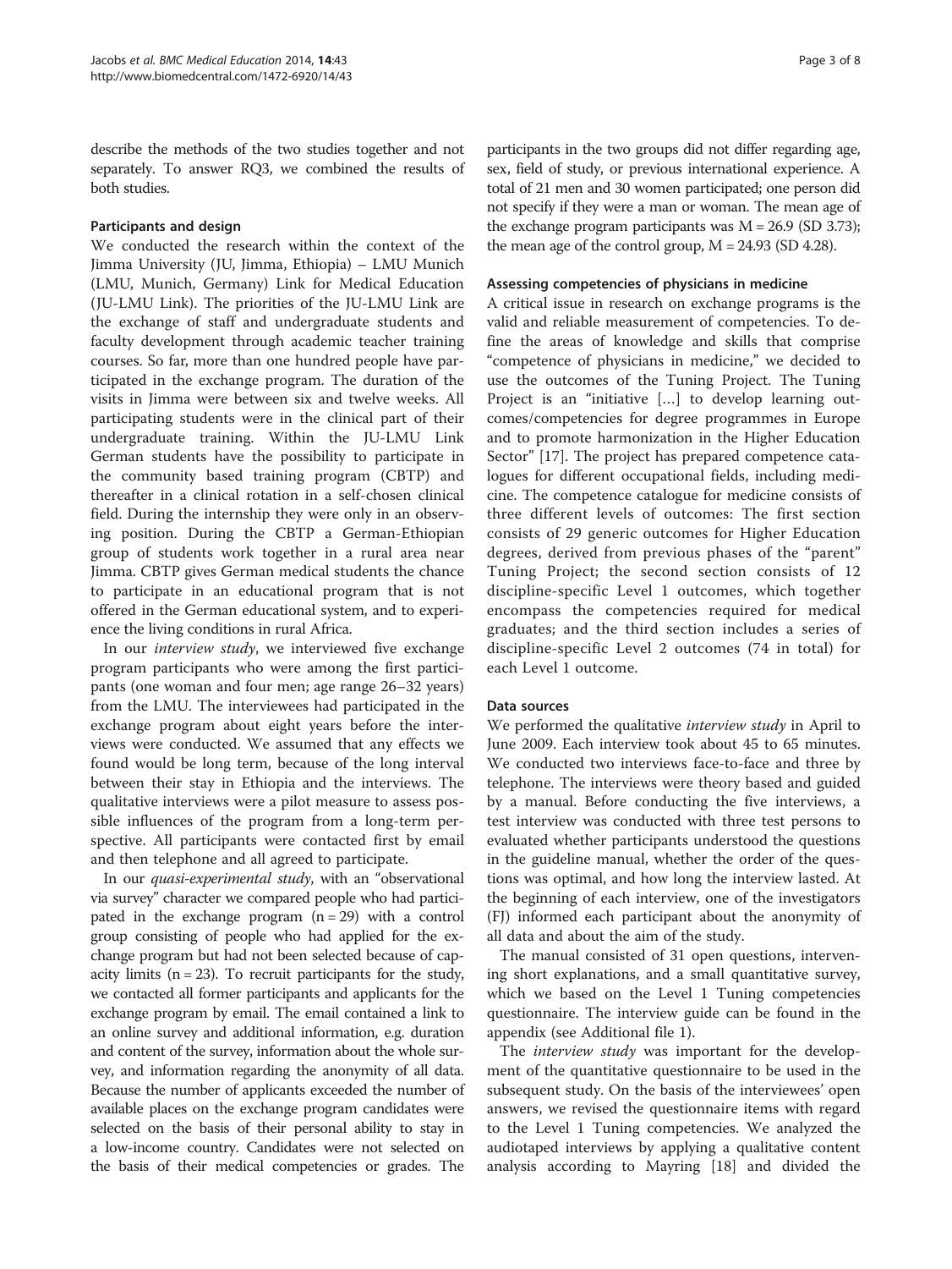describe the methods of the two studies together and not separately. To answer RQ3, we combined the results of both studies.

### Participants and design

We conducted the research within the context of the Jimma University (JU, Jimma, Ethiopia) – LMU Munich (LMU, Munich, Germany) Link for Medical Education (JU-LMU Link). The priorities of the JU-LMU Link are the exchange of staff and undergraduate students and faculty development through academic teacher training courses. So far, more than one hundred people have participated in the exchange program. The duration of the visits in Jimma were between six and twelve weeks. All participating students were in the clinical part of their undergraduate training. Within the JU-LMU Link German students have the possibility to participate in the community based training program (CBTP) and thereafter in a clinical rotation in a self-chosen clinical field. During the internship they were only in an observing position. During the CBTP a German-Ethiopian group of students work together in a rural area near Jimma. CBTP gives German medical students the chance to participate in an educational program that is not offered in the German educational system, and to experience the living conditions in rural Africa.

In our *interview study*, we interviewed five exchange program participants who were among the first participants (one woman and four men; age range 26–32 years) from the LMU. The interviewees had participated in the exchange program about eight years before the interviews were conducted. We assumed that any effects we found would be long term, because of the long interval between their stay in Ethiopia and the interviews. The qualitative interviews were a pilot measure to assess possible influences of the program from a long-term perspective. All participants were contacted first by email and then telephone and all agreed to participate.

In our *quasi-experimental study*, with an "observational via survey" character we compared people who had participated in the exchange program (n = 29) with a control group consisting of people who had applied for the exchange program but had not been selected because of capacity limits (n = 23). To recruit participants for the study, we contacted all former participants and applicants for the exchange program by email. The email contained a link to an online survey and additional information, e.g. duration and content of the survey, information about the whole survey, and information regarding the anonymity of all data. Because the number of applicants exceeded the number of available places on the exchange program candidates were selected on the basis of their personal ability to stay in a low-income country. Candidates were not selected on the basis of their medical competencies or grades. The participants in the two groups did not differ regarding age, sex, field of study, or previous international experience. A total of 21 men and 30 women participated; one person did not specify if they were a man or woman. The mean age of the exchange program participants was M = 26.9 (SD 3.73); the mean age of the control group, M = 24.93 (SD 4.28).

### Assessing competencies of physicians in medicine

A critical issue in research on exchange programs is the valid and reliable measurement of competencies. To define the areas of knowledge and skills that comprise "competence of physicians in medicine," we decided to use the outcomes of the Tuning Project. The Tuning Project is an "initiative […] to develop learning outcomes/competencies for degree programmes in Europe and to promote harmonization in the Higher Education Sector" [17]. The project has prepared competence catalogues for different occupational fields, including medicine. The competence catalogue for medicine consists of three different levels of outcomes: The first section consists of 29 generic outcomes for Higher Education degrees, derived from previous phases of the "parent" Tuning Project; the second section consists of 12 discipline-specific Level 1 outcomes, which together encompass the competencies required for medical graduates; and the third section includes a series of discipline-specific Level 2 outcomes (74 in total) for each Level 1 outcome.

### Data sources

We performed the qualitative *interview study* in April to June 2009. Each interview took about 45 to 65 minutes. We conducted two interviews face-to-face and three by telephone. The interviews were theory based and guided by a manual. Before conducting the five interviews, a test interview was conducted with three test persons to evaluated whether participants understood the questions in the guideline manual, whether the order of the questions was optimal, and how long the interview lasted. At the beginning of each interview, one of the investigators (FJ) informed each participant about the anonymity of all data and about the aim of the study.

The manual consisted of 31 open questions, intervening short explanations, and a small quantitative survey, which we based on the Level 1 Tuning competencies questionnaire. The interview guide can be found in the appendix (see Additional file 1).

The *interview study* was important for the development of the quantitative questionnaire to be used in the subsequent study. On the basis of the interviewees' open answers, we revised the questionnaire items with regard to the Level 1 Tuning competencies. We analyzed the audiotaped interviews by applying a qualitative content analysis according to Mayring [18] and divided the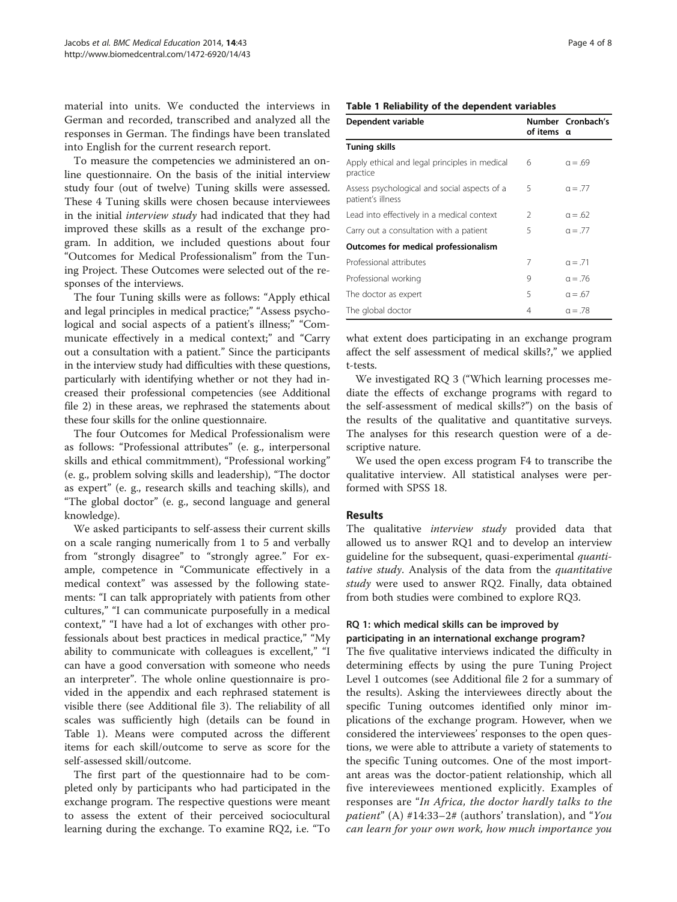material into units. We conducted the interviews in German and recorded, transcribed and analyzed all the responses in German. The findings have been translated into English for the current research report.

To measure the competencies we administered an online questionnaire. On the basis of the initial interview study four (out of twelve) Tuning skills were assessed. These 4 Tuning skills were chosen because interviewees in the initial *interview study* had indicated that they had improved these skills as a result of the exchange program. In addition, we included questions about four "Outcomes for Medical Professionalism" from the Tuning Project. These Outcomes were selected out of the responses of the interviews.

The four Tuning skills were as follows: "Apply ethical and legal principles in medical practice;" "Assess psychological and social aspects of a patient's illness;" "Communicate effectively in a medical context;" and "Carry out a consultation with a patient." Since the participants in the interview study had difficulties with these questions, particularly with identifying whether or not they had increased their professional competencies (see Additional file 2) in these areas, we rephrased the statements about these four skills for the online questionnaire.

The four Outcomes for Medical Professionalism were as follows: "Professional attributes" (e. g., interpersonal skills and ethical commitmment), "Professional working" (e. g., problem solving skills and leadership), "The doctor as expert" (e. g., research skills and teaching skills), and "The global doctor" (e. g., second language and general knowledge).

We asked participants to self-assess their current skills on a scale ranging numerically from 1 to 5 and verbally from "strongly disagree" to "strongly agree." For example, competence in "Communicate effectively in a medical context" was assessed by the following statements: "I can talk appropriately with patients from other cultures," "I can communicate purposefully in a medical context," "I have had a lot of exchanges with other professionals about best practices in medical practice," "My ability to communicate with colleagues is excellent," "I can have a good conversation with someone who needs an interpreter". The whole online questionnaire is provided in the appendix and each rephrased statement is visible there (see Additional file 3). The reliability of all scales was sufficiently high (details can be found in Table 1). Means were computed across the different items for each skill/outcome to serve as score for the self-assessed skill/outcome.

The first part of the questionnaire had to be completed only by participants who had participated in the exchange program. The respective questions were meant to assess the extent of their perceived sociocultural learning during the exchange. To examine RQ2, i.e. "To what extent does participating in an exchange program affect the self assessment of medical skills?," we applied t-tests.

**Table 1 Reliability of the dependent variables**

| Dependent variable | Number of items | Cronbach's α |
|---|---|---|
| **Tuning skills** | | |
| Apply ethical and legal principles in medical practice | 6 | α = .69 |
| Assess psychological and social aspects of a patient's illness | 5 | α = .77 |
| Lead into effectively in a medical context | 2 | α = .62 |
| Carry out a consultation with a patient | 5 | α = .77 |
| **Outcomes for medical professionalism** | | |
| Professional attributes | 7 | α = .71 |
| Professional working | 9 | α = .76 |
| The doctor as expert | 5 | α = .67 |
| The global doctor | 4 | α = .78 |

We investigated RQ 3 ("Which learning processes mediate the effects of exchange programs with regard to the self-assessment of medical skills?") on the basis of the results of the qualitative and quantitative surveys. The analyses for this research question were of a descriptive nature.

We used the open excess program F4 to transcribe the qualitative interview. All statistical analyses were performed with SPSS 18.

## Results

The qualitative *interview study* provided data that allowed us to answer RQ1 and to develop an interview guideline for the subsequent, quasi-experimental *quantitative study*. Analysis of the data from the *quantitative study* were used to answer RQ2. Finally, data obtained from both studies were combined to explore RQ3.

### RQ 1: which medical skills can be improved by participating in an international exchange program?

The five qualitative interviews indicated the difficulty in determining effects by using the pure Tuning Project Level 1 outcomes (see Additional file 2 for a summary of the results). Asking the interviewees directly about the specific Tuning outcomes identified only minor implications of the exchange program. However, when we considered the interviewees' responses to the open questions, we were able to attribute a variety of statements to the specific Tuning outcomes. One of the most important areas was the doctor-patient relationship, which all five intereviewees mentioned explicitly. Examples of responses are "*In Africa, the doctor hardly talks to the patient*" (A) #14:33–2# (authors' translation), and "*You can learn for your own work, how much importance you*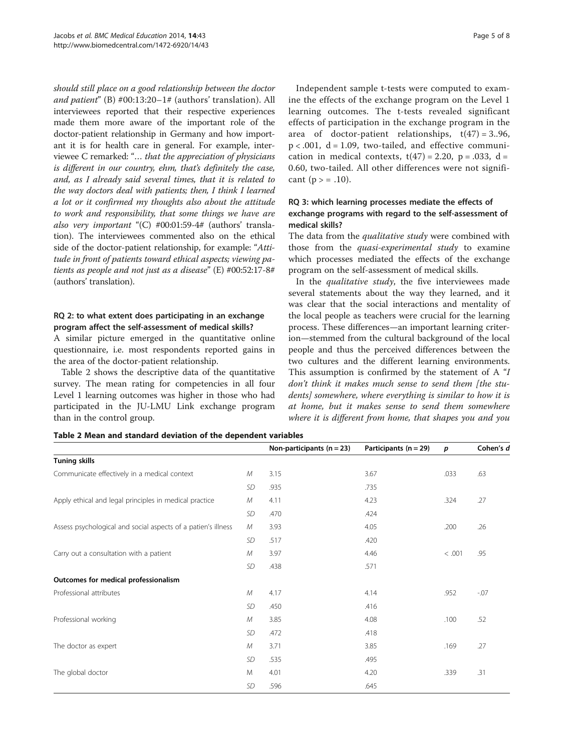*should still place on a good relationship between the doctor and patient*" (B) #00:13:20–1# (authors' translation). All interviewees reported that their respective experiences made them more aware of the important role of the doctor-patient relationship in Germany and how important it is for health care in general. For example, interviewee C remarked: "*… that the appreciation of physicians is different in our country, ehm, that's definitely the case, and, as I already said several times, that it is related to the way doctors deal with patients; then, I think I learned a lot or it confirmed my thoughts also about the attitude to work and responsibility, that some things we have are also very important* "(C) #00:01:59-4# (authors' translation). The interviewees commented also on the ethical side of the doctor-patient relationship, for example: "*Attitude in front of patients toward ethical aspects; viewing patients as people and not just as a disease*" (E) #00:52:17-8# (authors' translation).

### RQ 2: to what extent does participating in an exchange program affect the self-assessment of medical skills?

A similar picture emerged in the quantitative online questionnaire, i.e. most respondents reported gains in the area of the doctor-patient relationship.

Table 2 shows the descriptive data of the quantitative survey. The mean rating for competencies in all four Level 1 learning outcomes was higher in those who had participated in the JU-LMU Link exchange program than in the control group.

Independent sample t-tests were computed to examine the effects of the exchange program on the Level 1 learning outcomes. The t-tests revealed significant effects of participation in the exchange program in the area of doctor-patient relationships, $t(47) = 3..96$, $p < .001$, $d = 1.09$, two-tailed, and effective communication in medical contexts, $t(47) = 2.20$, $p = .033$, $d = 0.60$, two-tailed. All other differences were not significant ($p >= .10$).

### RQ 3: which learning processes mediate the effects of exchange programs with regard to the self-assessment of medical skills?

The data from the *qualitative study* were combined with those from the *quasi-experimental study* to examine which processes mediated the effects of the exchange program on the self-assessment of medical skills.

In the *qualitative study*, the five interviewees made several statements about the way they learned, and it was clear that the social interactions and mentality of the local people as teachers were crucial for the learning process. These differences—an important learning criterion—stemmed from the cultural background of the local people and thus the perceived differences between the two cultures and the different learning environments. This assumption is confirmed by the statement of A "*I don't think it makes much sense to send them [the students] somewhere, where everything is similar to how it is at home, but it makes sense to send them somewhere where it is different from home, that shapes you and you*

**Table 2 Mean and standard deviation of the dependent variables**

| | | Non-participants (n = 23) | Participants (n = 29) | *p* | Cohen's *d* |
|---|---|---|---|---|---|
| **Tuning skills** | | | | | |
| Communicate effectively in a medical context | *M* | 3.15 | 3.67 | .033 | .63 |
| | *SD* | .935 | .735 | | |
| Apply ethical and legal principles in medical practice | *M* | 4.11 | 4.23 | .324 | .27 |
| | *SD* | .470 | .424 | | |
| Assess psychological and social aspects of a patien's illness | *M* | 3.93 | 4.05 | .200 | .26 |
| | *SD* | .517 | .420 | | |
| Carry out a consultation with a patient | *M* | 3.97 | 4.46 | < .001 | .95 |
| | *SD* | .438 | .571 | | |
| **Outcomes for medical professionalism** | | | | | |
| Professional attributes | *M* | 4.17 | 4.14 | .952 | -.07 |
| | *SD* | .450 | .416 | | |
| Professional working | *M* | 3.85 | 4.08 | .100 | .52 |
| | *SD* | .472 | .418 | | |
| The doctor as expert | *M* | 3.71 | 3.85 | .169 | .27 |
| | *SD* | .535 | .495 | | |
| The global doctor | M | 4.01 | 4.20 | .339 | .31 |
| | *SD* | .596 | .645 | | |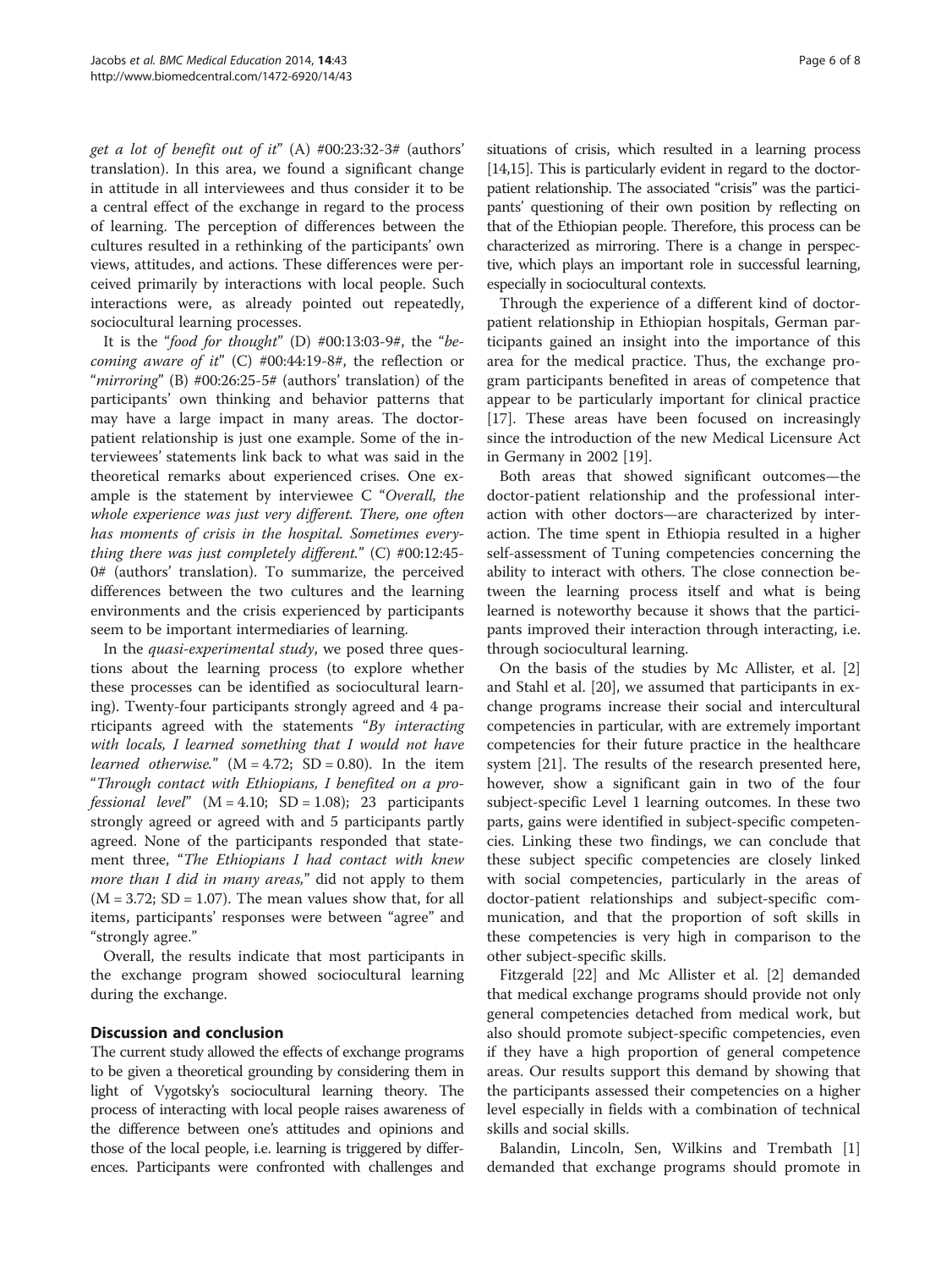*get a lot of benefit out of it*" (A) #00:23:32-3# (authors' translation). In this area, we found a significant change in attitude in all interviewees and thus consider it to be a central effect of the exchange in regard to the process of learning. The perception of differences between the cultures resulted in a rethinking of the participants' own views, attitudes, and actions. These differences were perceived primarily by interactions with local people. Such interactions were, as already pointed out repeatedly, sociocultural learning processes.

It is the "*food for thought*" (D) #00:13:03-9#, the "*becoming aware of it*" (C) #00:44:19-8#, the reflection or "*mirroring*" (B) #00:26:25-5# (authors' translation) of the participants' own thinking and behavior patterns that may have a large impact in many areas. The doctor-patient relationship is just one example. Some of the interviewees' statements link back to what was said in the theoretical remarks about experienced crises. One example is the statement by interviewee C "*Overall, the whole experience was just very different. There, one often has moments of crisis in the hospital. Sometimes everything there was just completely different.*" (C) #00:12:45-0# (authors' translation). To summarize, the perceived differences between the two cultures and the learning environments and the crisis experienced by participants seem to be important intermediaries of learning.

In the *quasi-experimental study*, we posed three questions about the learning process (to explore whether these processes can be identified as sociocultural learning). Twenty-four participants strongly agreed and 4 participants agreed with the statements "*By interacting with locals, I learned something that I would not have learned otherwise.*" ($M = 4.72$; $SD = 0.80$). In the item "*Through contact with Ethiopians, I benefited on a professional level*" ($M = 4.10$; $SD = 1.08$); 23 participants strongly agreed or agreed with and 5 participants partly agreed. None of the participants responded that statement three, "*The Ethiopians I had contact with knew more than I did in many areas,*" did not apply to them ($M = 3.72$; $SD = 1.07$). The mean values show that, for all items, participants' responses were between "agree" and "strongly agree."

Overall, the results indicate that most participants in the exchange program showed sociocultural learning during the exchange.

## Discussion and conclusion

The current study allowed the effects of exchange programs to be given a theoretical grounding by considering them in light of Vygotsky's sociocultural learning theory. The process of interacting with local people raises awareness of the difference between one's attitudes and opinions and those of the local people, i.e. learning is triggered by differences. Participants were confronted with challenges and situations of crisis, which resulted in a learning process [14,15]. This is particularly evident in regard to the doctor-patient relationship. The associated "crisis" was the participants' questioning of their own position by reflecting on that of the Ethiopian people. Therefore, this process can be characterized as mirroring. There is a change in perspective, which plays an important role in successful learning, especially in sociocultural contexts.

Through the experience of a different kind of doctor-patient relationship in Ethiopian hospitals, German participants gained an insight into the importance of this area for the medical practice. Thus, the exchange program participants benefited in areas of competence that appear to be particularly important for clinical practice [17]. These areas have been focused on increasingly since the introduction of the new Medical Licensure Act in Germany in 2002 [19].

Both areas that showed significant outcomes—the doctor-patient relationship and the professional interaction with other doctors—are characterized by interaction. The time spent in Ethiopia resulted in a higher self-assessment of Tuning competencies concerning the ability to interact with others. The close connection between the learning process itself and what is being learned is noteworthy because it shows that the participants improved their interaction through interacting, i.e. through sociocultural learning.

On the basis of the studies by Mc Allister, et al. [2] and Stahl et al. [20], we assumed that participants in exchange programs increase their social and intercultural competencies in particular, with are extremely important competencies for their future practice in the healthcare system [21]. The results of the research presented here, however, show a significant gain in two of the four subject-specific Level 1 learning outcomes. In these two parts, gains were identified in subject-specific competencies. Linking these two findings, we can conclude that these subject specific competencies are closely linked with social competencies, particularly in the areas of doctor-patient relationships and subject-specific communication, and that the proportion of soft skills in these competencies is very high in comparison to the other subject-specific skills.

Fitzgerald [22] and Mc Allister et al. [2] demanded that medical exchange programs should provide not only general competencies detached from medical work, but also should promote subject-specific competencies, even if they have a high proportion of general competence areas. Our results support this demand by showing that the participants assessed their competencies on a higher level especially in fields with a combination of technical skills and social skills.

Balandin, Lincoln, Sen, Wilkins and Trembath [1] demanded that exchange programs should promote in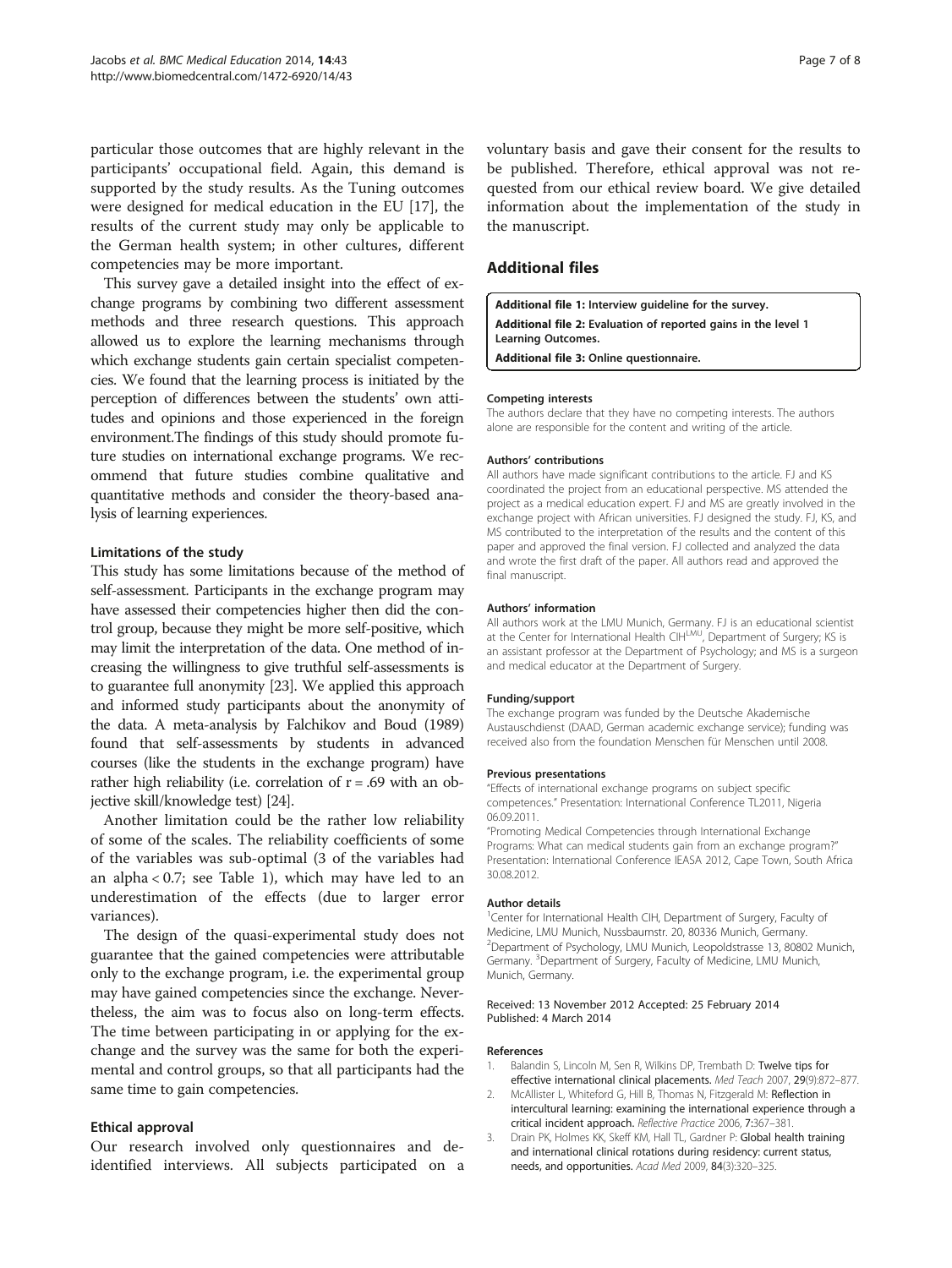particular those outcomes that are highly relevant in the participants' occupational field. Again, this demand is supported by the study results. As the Tuning outcomes were designed for medical education in the EU [17], the results of the current study may only be applicable to the German health system; in other cultures, different competencies may be more important.

This survey gave a detailed insight into the effect of exchange programs by combining two different assessment methods and three research questions. This approach allowed us to explore the learning mechanisms through which exchange students gain certain specialist competencies. We found that the learning process is initiated by the perception of differences between the students' own attitudes and opinions and those experienced in the foreign environment.The findings of this study should promote future studies on international exchange programs. We recommend that future studies combine qualitative and quantitative methods and consider the theory-based analysis of learning experiences.

### Limitations of the study

This study has some limitations because of the method of self-assessment. Participants in the exchange program may have assessed their competencies higher then did the control group, because they might be more self-positive, which may limit the interpretation of the data. One method of increasing the willingness to give truthful self-assessments is to guarantee full anonymity [23]. We applied this approach and informed study participants about the anonymity of the data. A meta-analysis by Falchikov and Boud (1989) found that self-assessments by students in advanced courses (like the students in the exchange program) have rather high reliability (i.e. correlation of $r = .69$ with an objective skill/knowledge test) [24].

Another limitation could be the rather low reliability of some of the scales. The reliability coefficients of some of the variables was sub-optimal (3 of the variables had an alpha < 0.7; see Table 1), which may have led to an underestimation of the effects (due to larger error variances).

The design of the quasi-experimental study does not guarantee that the gained competencies were attributable only to the exchange program, i.e. the experimental group may have gained competencies since the exchange. Nevertheless, the aim was to focus also on long-term effects. The time between participating in or applying for the exchange and the survey was the same for both the experimental and control groups, so that all participants had the same time to gain competencies.

### Ethical approval

Our research involved only questionnaires and de-identified interviews. All subjects participated on a voluntary basis and gave their consent for the results to be published. Therefore, ethical approval was not requested from our ethical review board. We give detailed information about the implementation of the study in the manuscript.

## Additional files

**Additional file 1:** Interview guideline for the survey.
**Additional file 2:** Evaluation of reported gains in the level 1 Learning Outcomes.
**Additional file 3:** Online questionnaire.

#### Competing interests

The authors declare that they have no competing interests. The authors alone are responsible for the content and writing of the article.

#### Authors' contributions

All authors have made significant contributions to the article. FJ and KS coordinated the project from an educational perspective. MS attended the project as a medical education expert. FJ and MS are greatly involved in the exchange project with African universities. FJ designed the study. FJ, KS, and MS contributed to the interpretation of the results and the content of this paper and approved the final version. FJ collected and analyzed the data and wrote the first draft of the paper. All authors read and approved the final manuscript.

#### Authors' information

All authors work at the LMU Munich, Germany. FJ is an educational scientist at the Center for International Health CIH[LMU], Department of Surgery; KS is an assistant professor at the Department of Psychology; and MS is a surgeon and medical educator at the Department of Surgery.

#### Funding/support

The exchange program was funded by the Deutsche Akademische Austauschdienst (DAAD, German academic exchange service); funding was received also from the foundation Menschen für Menschen until 2008.

#### Previous presentations

"Effects of international exchange programs on subject specific competences." Presentation: International Conference TL2011, Nigeria 06.09.2011.

"Promoting Medical Competencies through International Exchange Programs: What can medical students gain from an exchange program?" Presentation: International Conference IEASA 2012, Cape Town, South Africa 30.08.2012.

#### Author details

[1]Center for International Health CIH, Department of Surgery, Faculty of Medicine, LMU Munich, Nussbaumstr. 20, 80336 Munich, Germany. [2]Department of Psychology, LMU Munich, Leopoldstrasse 13, 80802 Munich, Germany. [3]Department of Surgery, Faculty of Medicine, LMU Munich, Munich, Germany.

Received: 13 November 2012 Accepted: 25 February 2014
Published: 4 March 2014

#### References

1. Balandin S, Lincoln M, Sen R, Wilkins DP, Trembath D: **Twelve tips for effective international clinical placements.** *Med Teach* 2007, **29**(9):872–877.
2. McAllister L, Whiteford G, Hill B, Thomas N, Fitzgerald M: **Reflection in intercultural learning: examining the international experience through a critical incident approach.** *Reflective Practice* 2006, **7**:367–381.
3. Drain PK, Holmes KK, Skeff KM, Hall TL, Gardner P: **Global health training and international clinical rotations during residency: current status, needs, and opportunities.** *Acad Med* 2009, **84**(3):320–325.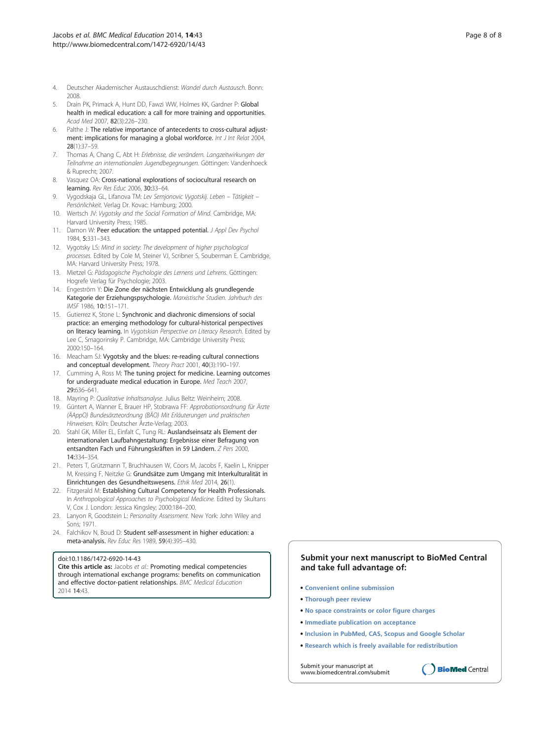4. Deutscher Akademischer Austauschdienst: *Wandel durch Austausch.* Bonn: 2008.
5. Drain PK, Primack A, Hunt DD, Fawzi WW, Holmes KK, Gardner P: **Global health in medical education: a call for more training and opportunities.** *Acad Med* 2007, **82**(3):226–230.
6. Palthe J: **The relative importance of antecedents to cross-cultural adjustment: implications for managing a global workforce.** *Int J Int Relat* 2004, **28**(1):37–59.
7. Thomas A, Chang C, Abt H: *Erlebnisse, die verändern. Langzeitwirkungen der Teilnahme an internationalen Jugendbegegnungen.* Göttingen: Vandenhoeck & Ruprecht; 2007.
8. Vasquez OA: **Cross-national explorations of sociocultural research on learning.** *Rev Res Educ* 2006, **30**:33–64.
9. Vygodskaja GL, Lifanova TM: *Lev Semjonovic Vygotskij. Leben – Tätigkeit – Persönlichkeit.* Verlag Dr. Kovac: Hamburg; 2000.
10. Wertsch JV: *Vygotsky and the Social Formation of Mind.* Cambridge, MA: Harvard University Press; 1985.
11. Damon W: **Peer education: the untapped potential.** *J Appl Dev Psychol* 1984, **5**:331–343.
12. Vygotsky LS: *Mind in society: The development of higher psychological processes.* Edited by Cole M, Steiner VJ, Scribner S, Souberman E. Cambridge, MA: Harvard University Press; 1978.
13. Mietzel G: *Pädagogische Psychologie des Lernens und Lehrens.* Göttingen: Hogrefe Verlag für Psychologie; 2003.
14. Engeström Y: **Die Zone der nächsten Entwicklung als grundlegende Kategorie der Erziehungspsychologie.** *Marxistische Studien. Jahrbuch des IMSF* 1986, **10**:151–171.
15. Gutierrez K, Stone L: **Synchronic and diachronic dimensions of social practice: an emerging methodology for cultural-historical perspectives on literacy learning.** In *Vygotskian Perspective on Literacy Research.* Edited by Lee C, Smagorinsky P. Cambridge, MA: Cambridge University Press; 2000:150–164.
16. Meacham SJ: **Vygotsky and the blues: re-reading cultural connections and conceptual development.** *Theory Pract* 2001, **40**(3):190–197.
17. Cumming A, Ross M: **The tuning project for medicine. Learning outcomes for undergraduate medical education in Europe.** *Med Teach* 2007, **29**:636–641.
18. Mayring P: *Qualitative Inhaltsanalyse.* Julius Beltz: Weinheim; 2008.
19. Güntert A, Wanner E, Brauer HP, Stobrawa FF: *Approbationsordnung für Ärzte (ÄAppO) Bundesärzteordnung (BÄO) Mit Erläuterungen und praktischen Hinweisen.* Köln: Deutscher Ärzte-Verlag; 2003.
20. Stahl GK, Miller EL, Einfalt C, Tung RL: **Auslandseinsatz als Element der internationalen Laufbahngestaltung: Ergebnisse einer Befragung von entsandten Fach und Führungskräften in 59 Ländern.** *Z Pers* 2000, **14**:334–354.
21. Peters T, Grützmann T, Bruchhausen W, Coors M, Jacobs F, Kaelin L, Knipper M, Kressing F, Neitzke G: **Grundsätze zum Umgang mit Interkulturalität in Einrichtungen des Gesundheitswesens.** *Ethik Med* 2014, **26**(1).
22. Fitzgerald M: **Establishing Cultural Competency for Health Professionals.** In *Anthropological Approaches to Psychological Medicine.* Edited by Skultans V, Cox J. London: Jessica Kingsley; 2000:184–200.
23. Lanyon R, Goodstein L: *Personality Assessment.* New York: John Wiley and Sons; 1971.
24. Falchikov N, Boud D: **Student self-assessment in higher education: a meta-analysis.** *Rev Educ Res* 1989, **59**(4):395–430.

doi:10.1186/1472-6920-14-43

**Cite this article as:** Jacobs *et al.*: Promoting medical competencies through international exchange programs: benefits on communication and effective doctor-patient relationships. *BMC Medical Education* 2014 **14**:43.

**Submit your next manuscript to BioMed Central and take full advantage of:**

- **Convenient online submission**
- **Thorough peer review**
- **No space constraints or color figure charges**
- **Immediate publication on acceptance**
- **Inclusion in PubMed, CAS, Scopus and Google Scholar**
- **Research which is freely available for redistribution**

Submit your manuscript at
www.biomedcentral.com/submit

BioMed Central